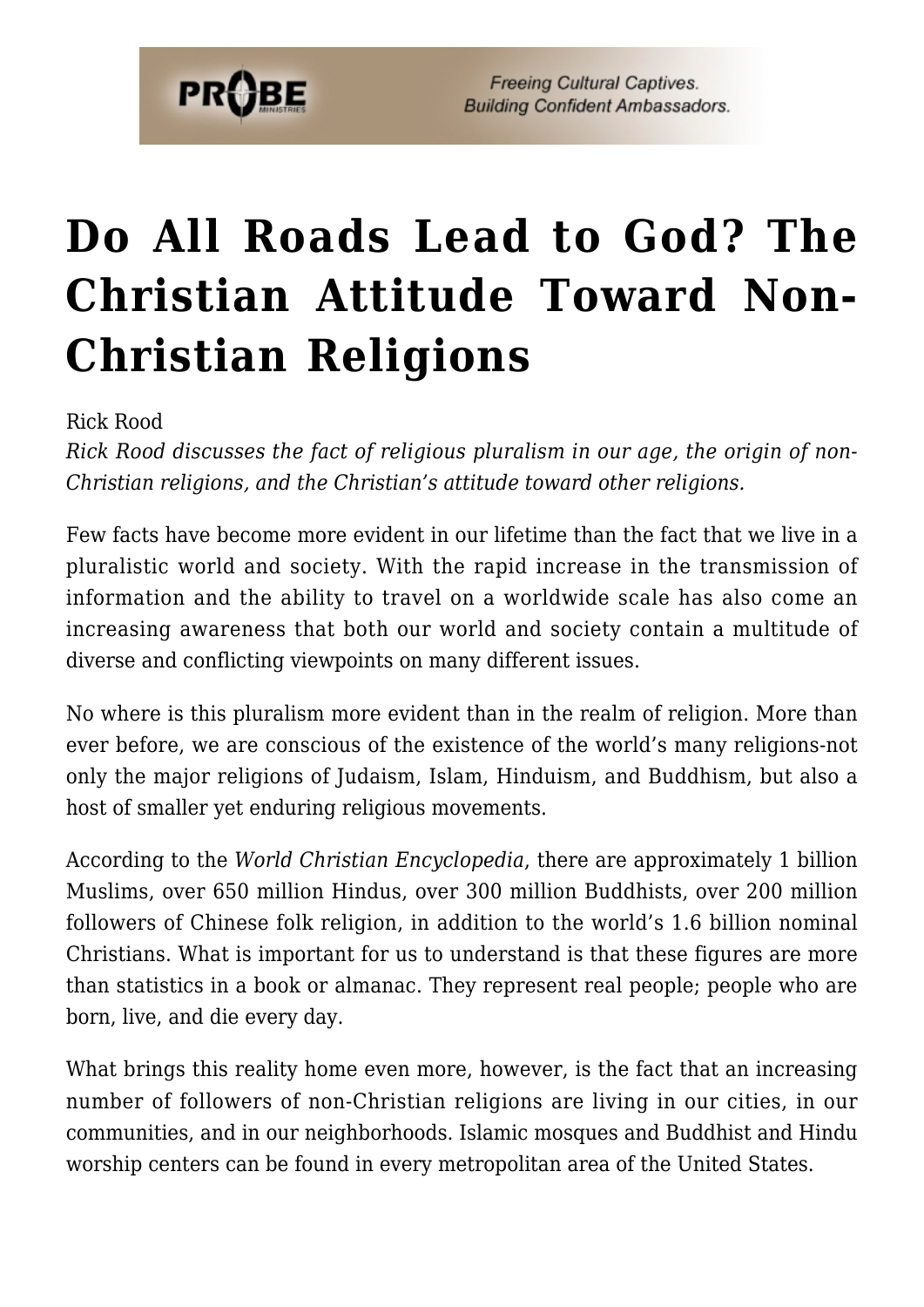# Do All Roads Lead to God? The Christian Attitude Toward Non-Christian Religions

Rick Rood

*Rick Rood discusses the fact of religious pluralism in our age, the origin of non-Christian religions, and the Christian's attitude toward other religions.*

Few facts have become more evident in our lifetime than the fact that we live in a pluralistic world and society. With the rapid increase in the transmission of information and the ability to travel on a worldwide scale has also come an increasing awareness that both our world and society contain a multitude of diverse and conflicting viewpoints on many different issues.

No where is this pluralism more evident than in the realm of religion. More than ever before, we are conscious of the existence of the world's many religions-not only the major religions of Judaism, Islam, Hinduism, and Buddhism, but also a host of smaller yet enduring religious movements.

According to the *World Christian Encyclopedia*, there are approximately 1 billion Muslims, over 650 million Hindus, over 300 million Buddhists, over 200 million followers of Chinese folk religion, in addition to the world's 1.6 billion nominal Christians. What is important for us to understand is that these figures are more than statistics in a book or almanac. They represent real people; people who are born, live, and die every day.

What brings this reality home even more, however, is the fact that an increasing number of followers of non-Christian religions are living in our cities, in our communities, and in our neighborhoods. Islamic mosques and Buddhist and Hindu worship centers can be found in every metropolitan area of the United States.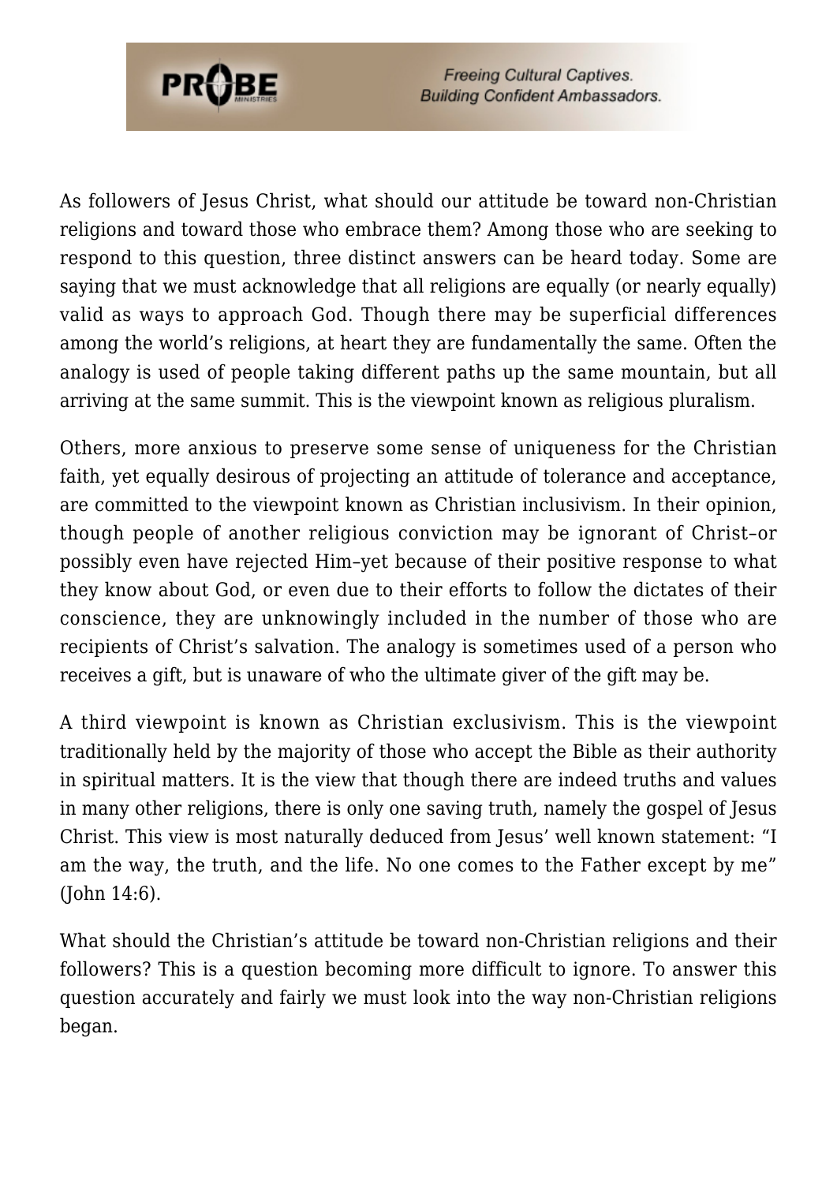As followers of Jesus Christ, what should our attitude be toward non-Christian religions and toward those who embrace them? Among those who are seeking to respond to this question, three distinct answers can be heard today. Some are saying that we must acknowledge that all religions are equally (or nearly equally) valid as ways to approach God. Though there may be superficial differences among the world's religions, at heart they are fundamentally the same. Often the analogy is used of people taking different paths up the same mountain, but all arriving at the same summit. This is the viewpoint known as religious pluralism.

Others, more anxious to preserve some sense of uniqueness for the Christian faith, yet equally desirous of projecting an attitude of tolerance and acceptance, are committed to the viewpoint known as Christian inclusivism. In their opinion, though people of another religious conviction may be ignorant of Christ–or possibly even have rejected Him–yet because of their positive response to what they know about God, or even due to their efforts to follow the dictates of their conscience, they are unknowingly included in the number of those who are recipients of Christ's salvation. The analogy is sometimes used of a person who receives a gift, but is unaware of who the ultimate giver of the gift may be.

A third viewpoint is known as Christian exclusivism. This is the viewpoint traditionally held by the majority of those who accept the Bible as their authority in spiritual matters. It is the view that though there are indeed truths and values in many other religions, there is only one saving truth, namely the gospel of Jesus Christ. This view is most naturally deduced from Jesus' well known statement: "I am the way, the truth, and the life. No one comes to the Father except by me" (John 14:6).

What should the Christian's attitude be toward non-Christian religions and their followers? This is a question becoming more difficult to ignore. To answer this question accurately and fairly we must look into the way non-Christian religions began.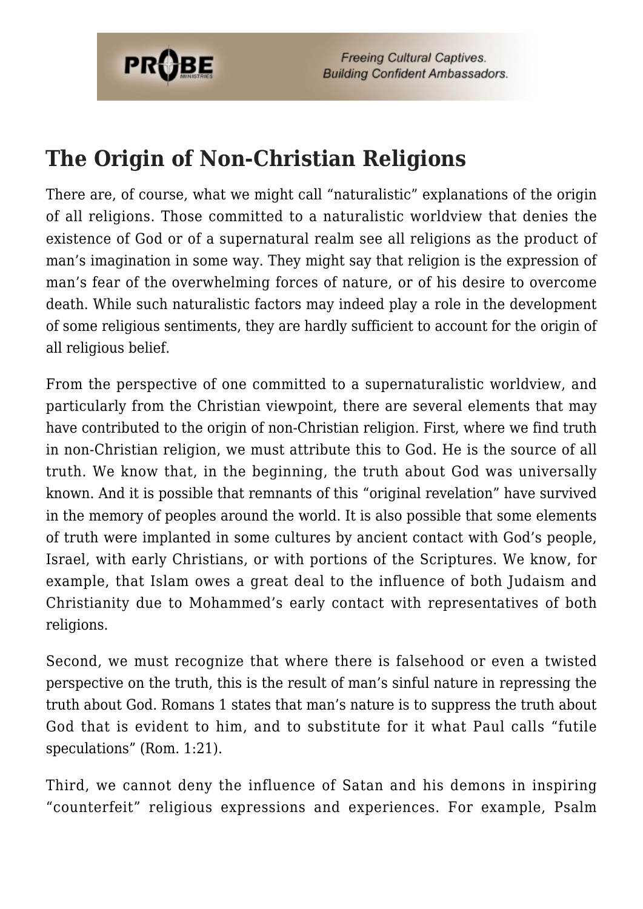## The Origin of Non-Christian Religions

There are, of course, what we might call "naturalistic" explanations of the origin of all religions. Those committed to a naturalistic worldview that denies the existence of God or of a supernatural realm see all religions as the product of man's imagination in some way. They might say that religion is the expression of man's fear of the overwhelming forces of nature, or of his desire to overcome death. While such naturalistic factors may indeed play a role in the development of some religious sentiments, they are hardly sufficient to account for the origin of all religious belief.

From the perspective of one committed to a supernaturalistic worldview, and particularly from the Christian viewpoint, there are several elements that may have contributed to the origin of non-Christian religion. First, where we find truth in non-Christian religion, we must attribute this to God. He is the source of all truth. We know that, in the beginning, the truth about God was universally known. And it is possible that remnants of this "original revelation" have survived in the memory of peoples around the world. It is also possible that some elements of truth were implanted in some cultures by ancient contact with God's people, Israel, with early Christians, or with portions of the Scriptures. We know, for example, that Islam owes a great deal to the influence of both Judaism and Christianity due to Mohammed's early contact with representatives of both religions.

Second, we must recognize that where there is falsehood or even a twisted perspective on the truth, this is the result of man's sinful nature in repressing the truth about God. Romans 1 states that man's nature is to suppress the truth about God that is evident to him, and to substitute for it what Paul calls "futile speculations" (Rom. 1:21).

Third, we cannot deny the influence of Satan and his demons in inspiring "counterfeit" religious expressions and experiences. For example, Psalm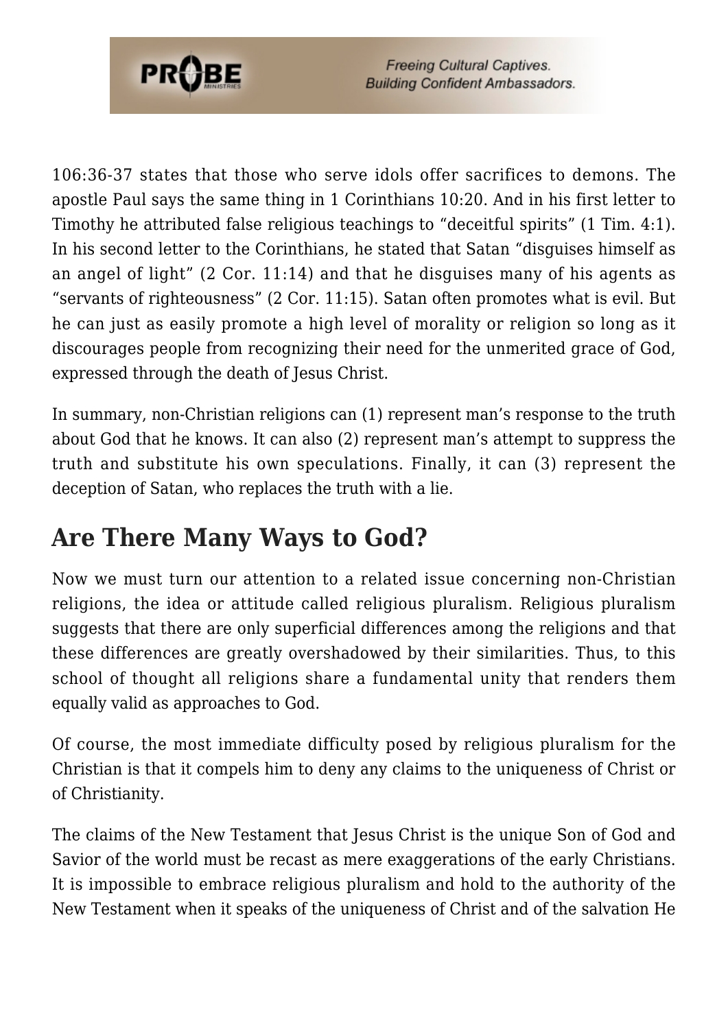106:36-37 states that those who serve idols offer sacrifices to demons. The apostle Paul says the same thing in 1 Corinthians 10:20. And in his first letter to Timothy he attributed false religious teachings to “deceitful spirits” (1 Tim. 4:1). In his second letter to the Corinthians, he stated that Satan “disguises himself as an angel of light” (2 Cor. 11:14) and that he disguises many of his agents as “servants of righteousness” (2 Cor. 11:15). Satan often promotes what is evil. But he can just as easily promote a high level of morality or religion so long as it discourages people from recognizing their need for the unmerited grace of God, expressed through the death of Jesus Christ.

In summary, non-Christian religions can (1) represent man’s response to the truth about God that he knows. It can also (2) represent man’s attempt to suppress the truth and substitute his own speculations. Finally, it can (3) represent the deception of Satan, who replaces the truth with a lie.

## Are There Many Ways to God?

Now we must turn our attention to a related issue concerning non-Christian religions, the idea or attitude called religious pluralism. Religious pluralism suggests that there are only superficial differences among the religions and that these differences are greatly overshadowed by their similarities. Thus, to this school of thought all religions share a fundamental unity that renders them equally valid as approaches to God.

Of course, the most immediate difficulty posed by religious pluralism for the Christian is that it compels him to deny any claims to the uniqueness of Christ or of Christianity.

The claims of the New Testament that Jesus Christ is the unique Son of God and Savior of the world must be recast as mere exaggerations of the early Christians. It is impossible to embrace religious pluralism and hold to the authority of the New Testament when it speaks of the uniqueness of Christ and of the salvation He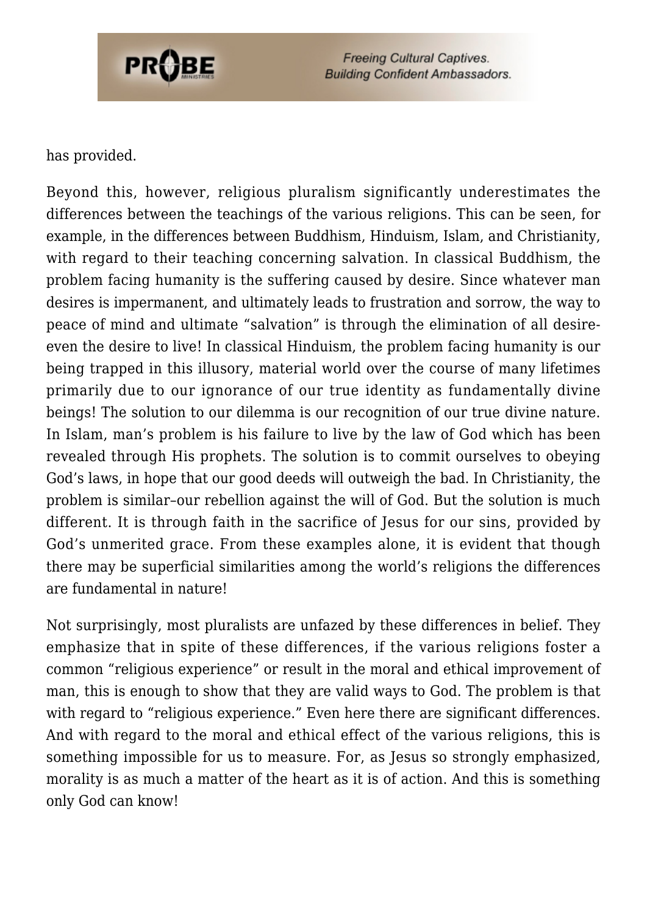has provided.

Beyond this, however, religious pluralism significantly underestimates the differences between the teachings of the various religions. This can be seen, for example, in the differences between Buddhism, Hinduism, Islam, and Christianity, with regard to their teaching concerning salvation. In classical Buddhism, the problem facing humanity is the suffering caused by desire. Since whatever man desires is impermanent, and ultimately leads to frustration and sorrow, the way to peace of mind and ultimate "salvation" is through the elimination of all desire-even the desire to live! In classical Hinduism, the problem facing humanity is our being trapped in this illusory, material world over the course of many lifetimes primarily due to our ignorance of our true identity as fundamentally divine beings! The solution to our dilemma is our recognition of our true divine nature. In Islam, man's problem is his failure to live by the law of God which has been revealed through His prophets. The solution is to commit ourselves to obeying God's laws, in hope that our good deeds will outweigh the bad. In Christianity, the problem is similar–our rebellion against the will of God. But the solution is much different. It is through faith in the sacrifice of Jesus for our sins, provided by God's unmerited grace. From these examples alone, it is evident that though there may be superficial similarities among the world's religions the differences are fundamental in nature!

Not surprisingly, most pluralists are unfazed by these differences in belief. They emphasize that in spite of these differences, if the various religions foster a common "religious experience" or result in the moral and ethical improvement of man, this is enough to show that they are valid ways to God. The problem is that with regard to "religious experience." Even here there are significant differences. And with regard to the moral and ethical effect of the various religions, this is something impossible for us to measure. For, as Jesus so strongly emphasized, morality is as much a matter of the heart as it is of action. And this is something only God can know!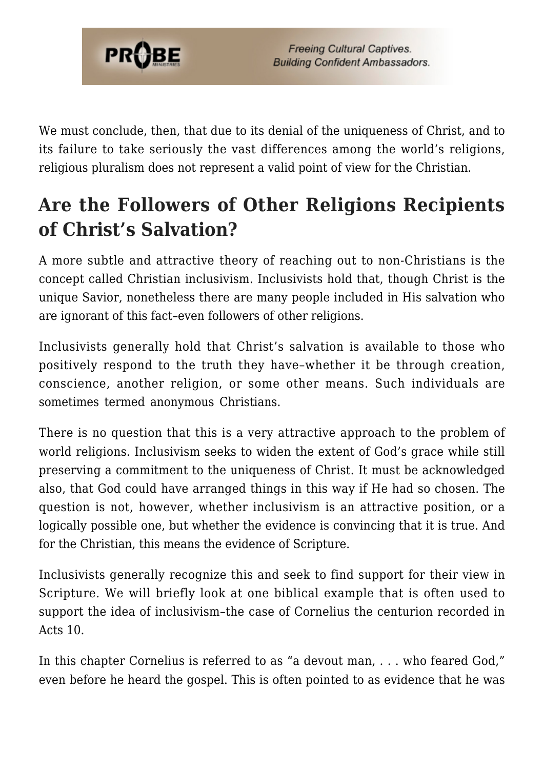We must conclude, then, that due to its denial of the uniqueness of Christ, and to its failure to take seriously the vast differences among the world's religions, religious pluralism does not represent a valid point of view for the Christian.

## Are the Followers of Other Religions Recipients of Christ's Salvation?

A more subtle and attractive theory of reaching out to non-Christians is the concept called Christian inclusivism. Inclusivists hold that, though Christ is the unique Savior, nonetheless there are many people included in His salvation who are ignorant of this fact–even followers of other religions.

Inclusivists generally hold that Christ's salvation is available to those who positively respond to the truth they have–whether it be through creation, conscience, another religion, or some other means. Such individuals are sometimes termed anonymous Christians.

There is no question that this is a very attractive approach to the problem of world religions. Inclusivism seeks to widen the extent of God's grace while still preserving a commitment to the uniqueness of Christ. It must be acknowledged also, that God could have arranged things in this way if He had so chosen. The question is not, however, whether inclusivism is an attractive position, or a logically possible one, but whether the evidence is convincing that it is true. And for the Christian, this means the evidence of Scripture.

Inclusivists generally recognize this and seek to find support for their view in Scripture. We will briefly look at one biblical example that is often used to support the idea of inclusivism–the case of Cornelius the centurion recorded in Acts 10.

In this chapter Cornelius is referred to as "a devout man, . . . who feared God," even before he heard the gospel. This is often pointed to as evidence that he was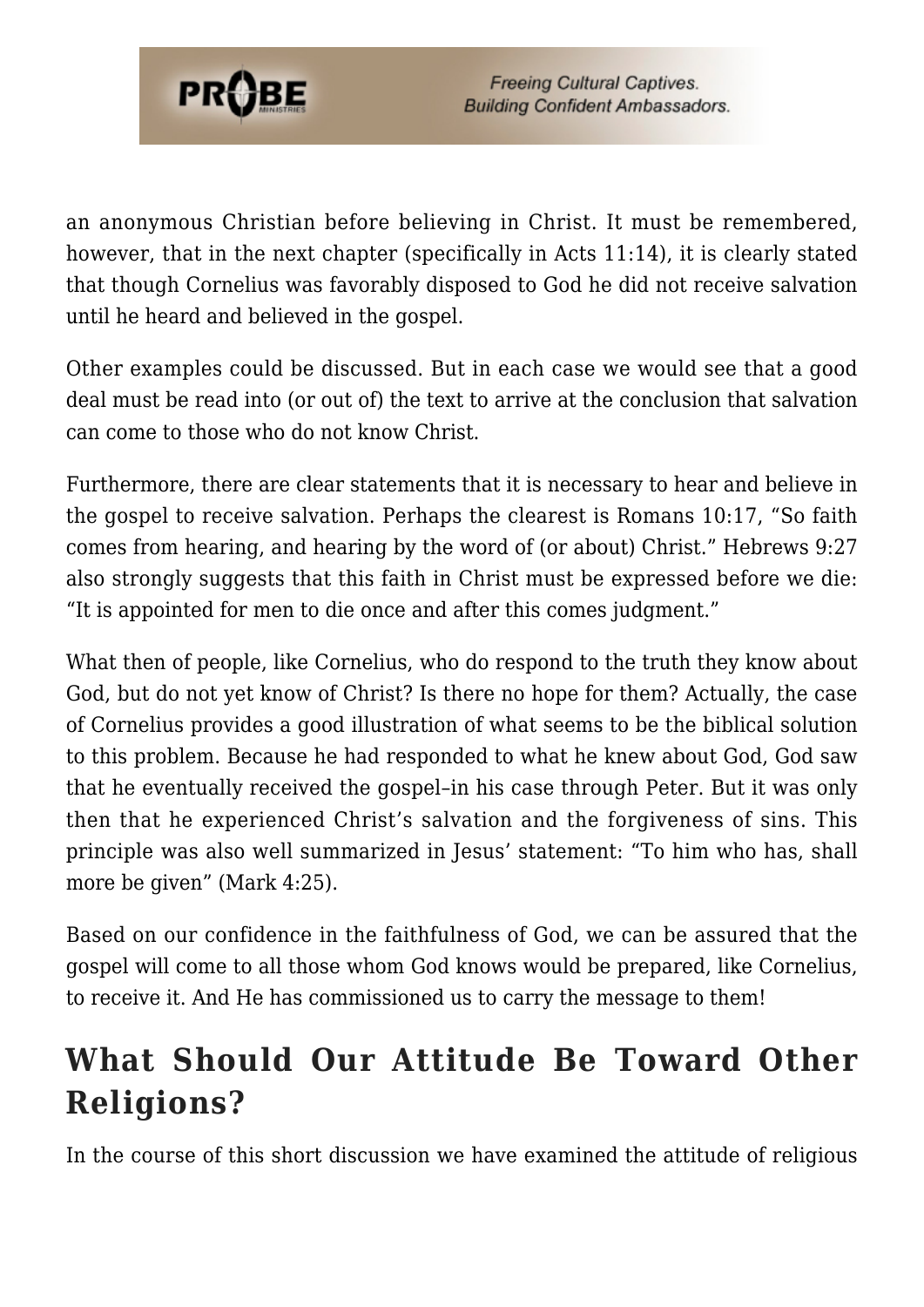an anonymous Christian before believing in Christ. It must be remembered, however, that in the next chapter (specifically in Acts 11:14), it is clearly stated that though Cornelius was favorably disposed to God he did not receive salvation until he heard and believed in the gospel.

Other examples could be discussed. But in each case we would see that a good deal must be read into (or out of) the text to arrive at the conclusion that salvation can come to those who do not know Christ.

Furthermore, there are clear statements that it is necessary to hear and believe in the gospel to receive salvation. Perhaps the clearest is Romans 10:17, "So faith comes from hearing, and hearing by the word of (or about) Christ." Hebrews 9:27 also strongly suggests that this faith in Christ must be expressed before we die: "It is appointed for men to die once and after this comes judgment."

What then of people, like Cornelius, who do respond to the truth they know about God, but do not yet know of Christ? Is there no hope for them? Actually, the case of Cornelius provides a good illustration of what seems to be the biblical solution to this problem. Because he had responded to what he knew about God, God saw that he eventually received the gospel–in his case through Peter. But it was only then that he experienced Christ's salvation and the forgiveness of sins. This principle was also well summarized in Jesus' statement: "To him who has, shall more be given" (Mark 4:25).

Based on our confidence in the faithfulness of God, we can be assured that the gospel will come to all those whom God knows would be prepared, like Cornelius, to receive it. And He has commissioned us to carry the message to them!

## What Should Our Attitude Be Toward Other Religions?

In the course of this short discussion we have examined the attitude of religious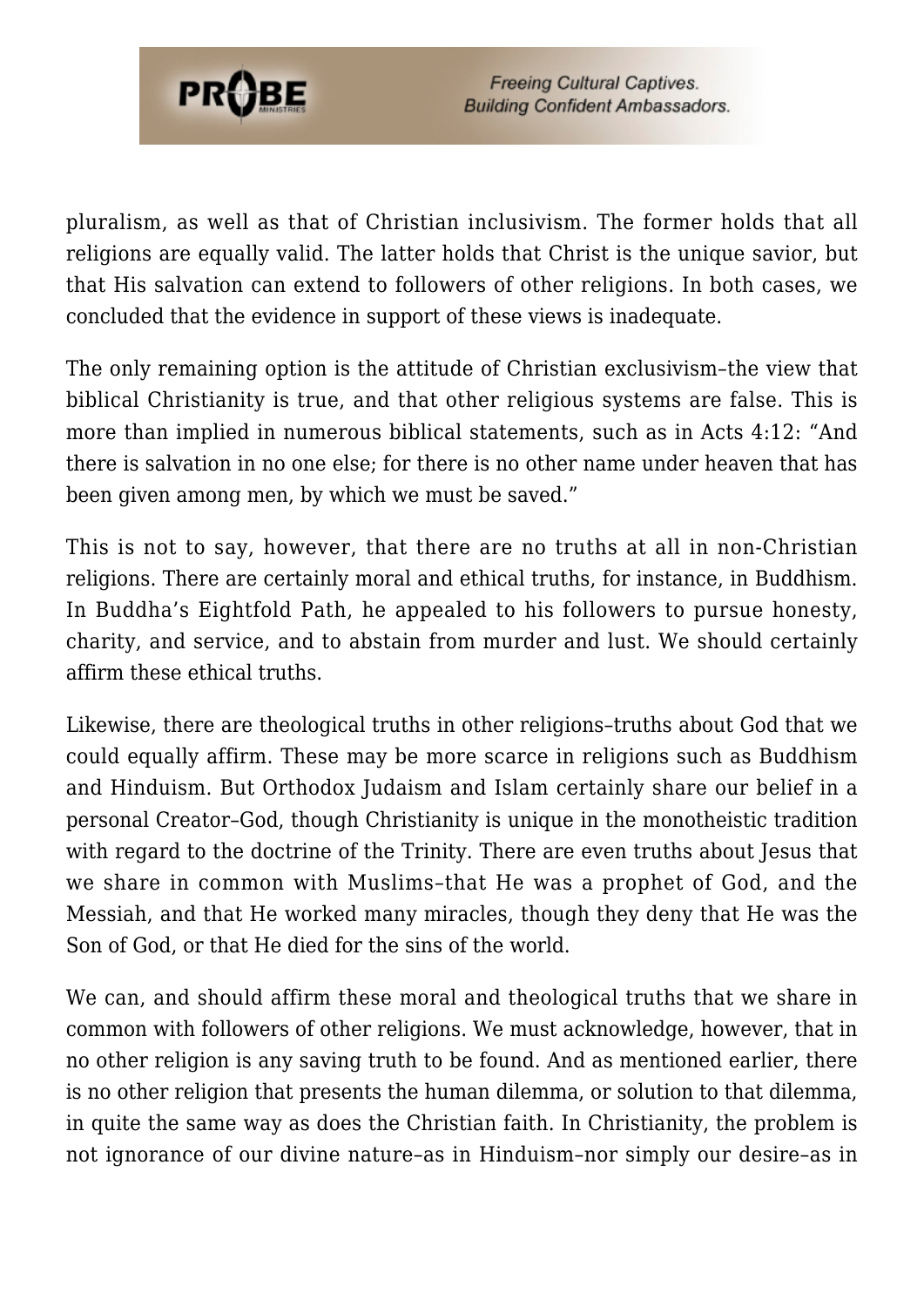pluralism, as well as that of Christian inclusivism. The former holds that all religions are equally valid. The latter holds that Christ is the unique savior, but that His salvation can extend to followers of other religions. In both cases, we concluded that the evidence in support of these views is inadequate.

The only remaining option is the attitude of Christian exclusivism–the view that biblical Christianity is true, and that other religious systems are false. This is more than implied in numerous biblical statements, such as in Acts 4:12: "And there is salvation in no one else; for there is no other name under heaven that has been given among men, by which we must be saved."

This is not to say, however, that there are no truths at all in non-Christian religions. There are certainly moral and ethical truths, for instance, in Buddhism. In Buddha's Eightfold Path, he appealed to his followers to pursue honesty, charity, and service, and to abstain from murder and lust. We should certainly affirm these ethical truths.

Likewise, there are theological truths in other religions–truths about God that we could equally affirm. These may be more scarce in religions such as Buddhism and Hinduism. But Orthodox Judaism and Islam certainly share our belief in a personal Creator–God, though Christianity is unique in the monotheistic tradition with regard to the doctrine of the Trinity. There are even truths about Jesus that we share in common with Muslims–that He was a prophet of God, and the Messiah, and that He worked many miracles, though they deny that He was the Son of God, or that He died for the sins of the world.

We can, and should affirm these moral and theological truths that we share in common with followers of other religions. We must acknowledge, however, that in no other religion is any saving truth to be found. And as mentioned earlier, there is no other religion that presents the human dilemma, or solution to that dilemma, in quite the same way as does the Christian faith. In Christianity, the problem is not ignorance of our divine nature–as in Hinduism–nor simply our desire–as in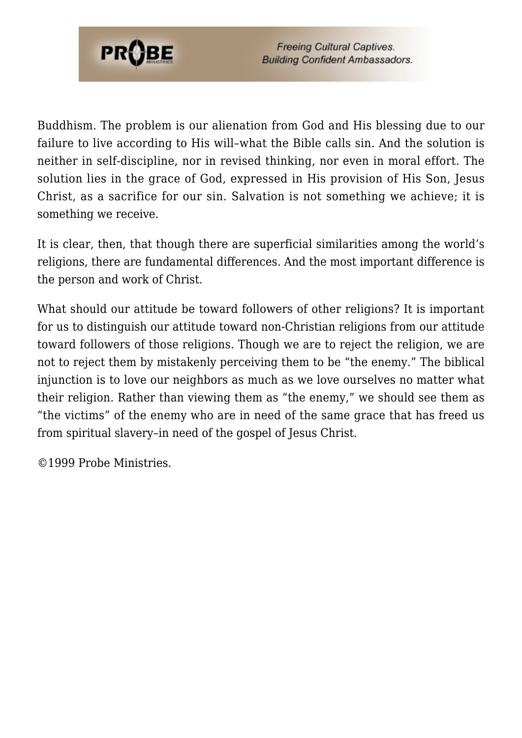Buddhism. The problem is our alienation from God and His blessing due to our failure to live according to His will–what the Bible calls sin. And the solution is neither in self-discipline, nor in revised thinking, nor even in moral effort. The solution lies in the grace of God, expressed in His provision of His Son, Jesus Christ, as a sacrifice for our sin. Salvation is not something we achieve; it is something we receive.

It is clear, then, that though there are superficial similarities among the world's religions, there are fundamental differences. And the most important difference is the person and work of Christ.

What should our attitude be toward followers of other religions? It is important for us to distinguish our attitude toward non-Christian religions from our attitude toward followers of those religions. Though we are to reject the religion, we are not to reject them by mistakenly perceiving them to be "the enemy." The biblical injunction is to love our neighbors as much as we love ourselves no matter what their religion. Rather than viewing them as "the enemy," we should see them as "the victims" of the enemy who are in need of the same grace that has freed us from spiritual slavery–in need of the gospel of Jesus Christ.

©1999 Probe Ministries.